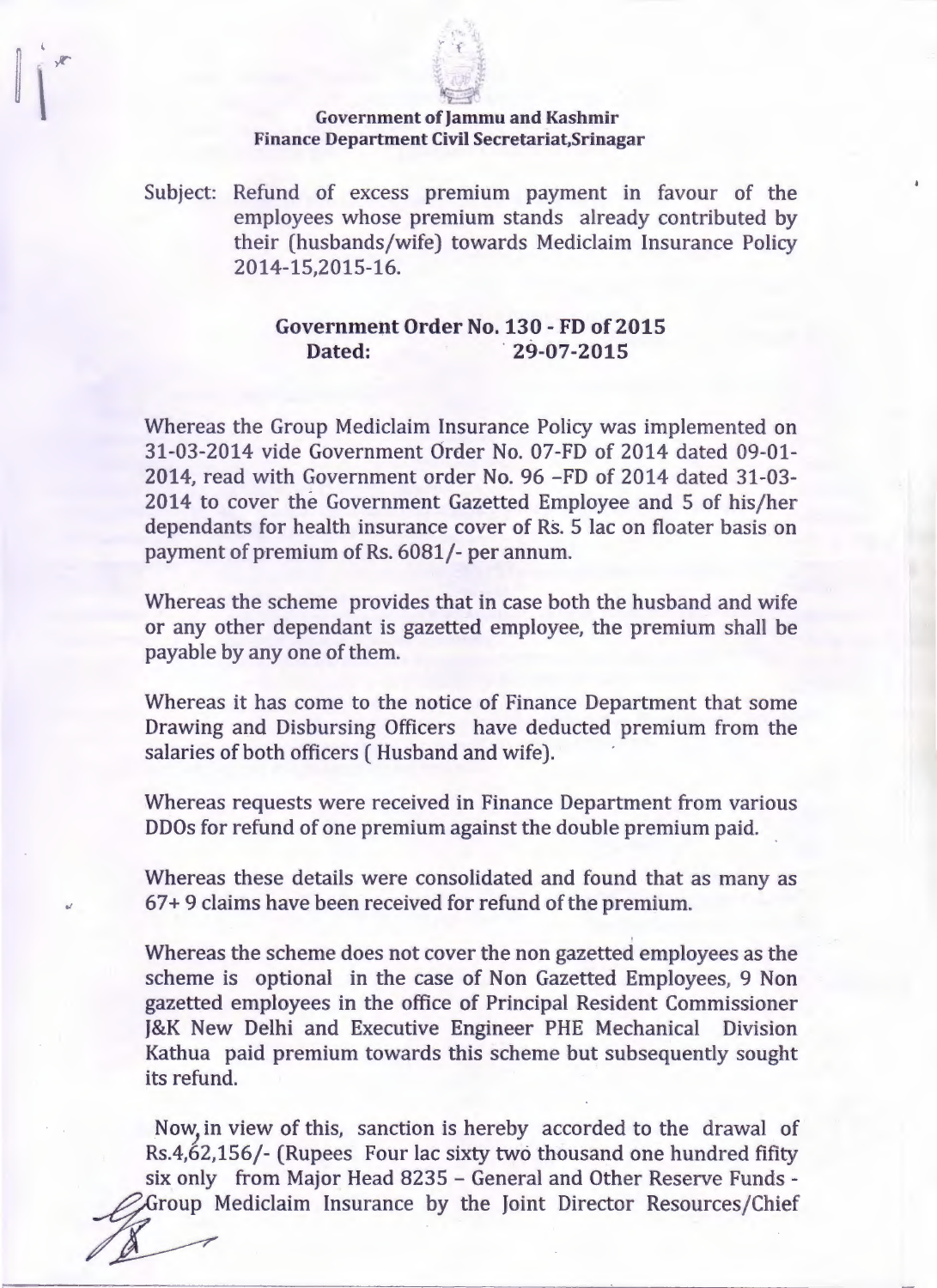**Government of Jammu and Kashmir**
**Finance Department Civil Secretariat,Srinagar**

Subject: Refund of excess premium payment in favour of the employees whose premium stands already contributed by their (husbands/wife) towards Mediclaim Insurance Policy 2014-15,2015-16.

**Government Order No. 130 - FD of 2015**
**Dated: 29-07-2015**

Whereas the Group Mediclaim Insurance Policy was implemented on 31-03-2014 vide Government Order No. 07-FD of 2014 dated 09-01-2014, read with Government order No. 96 –FD of 2014 dated 31-03-2014 to cover the Government Gazetted Employee and 5 of his/her dependants for health insurance cover of Rs. 5 lac on floater basis on payment of premium of Rs. 6081/- per annum.

Whereas the scheme provides that in case both the husband and wife or any other dependant is gazetted employee, the premium shall be payable by any one of them.

Whereas it has come to the notice of Finance Department that some Drawing and Disbursing Officers have deducted premium from the salaries of both officers ( Husband and wife).

Whereas requests were received in Finance Department from various DDOs for refund of one premium against the double premium paid.

Whereas these details were consolidated and found that as many as 67+ 9 claims have been received for refund of the premium.

Whereas the scheme does not cover the non gazetted employees as the scheme is optional in the case of Non Gazetted Employees, 9 Non gazetted employees in the office of Principal Resident Commissioner J&K New Delhi and Executive Engineer PHE Mechanical Division Kathua paid premium towards this scheme but subsequently sought its refund.

Now, in view of this, sanction is hereby accorded to the drawal of Rs.4,62,156/- (Rupees Four lac sixty two thousand one hundred fifity six only from Major Head 8235 – General and Other Reserve Funds - Group Mediclaim Insurance by the Joint Director Resources/Chief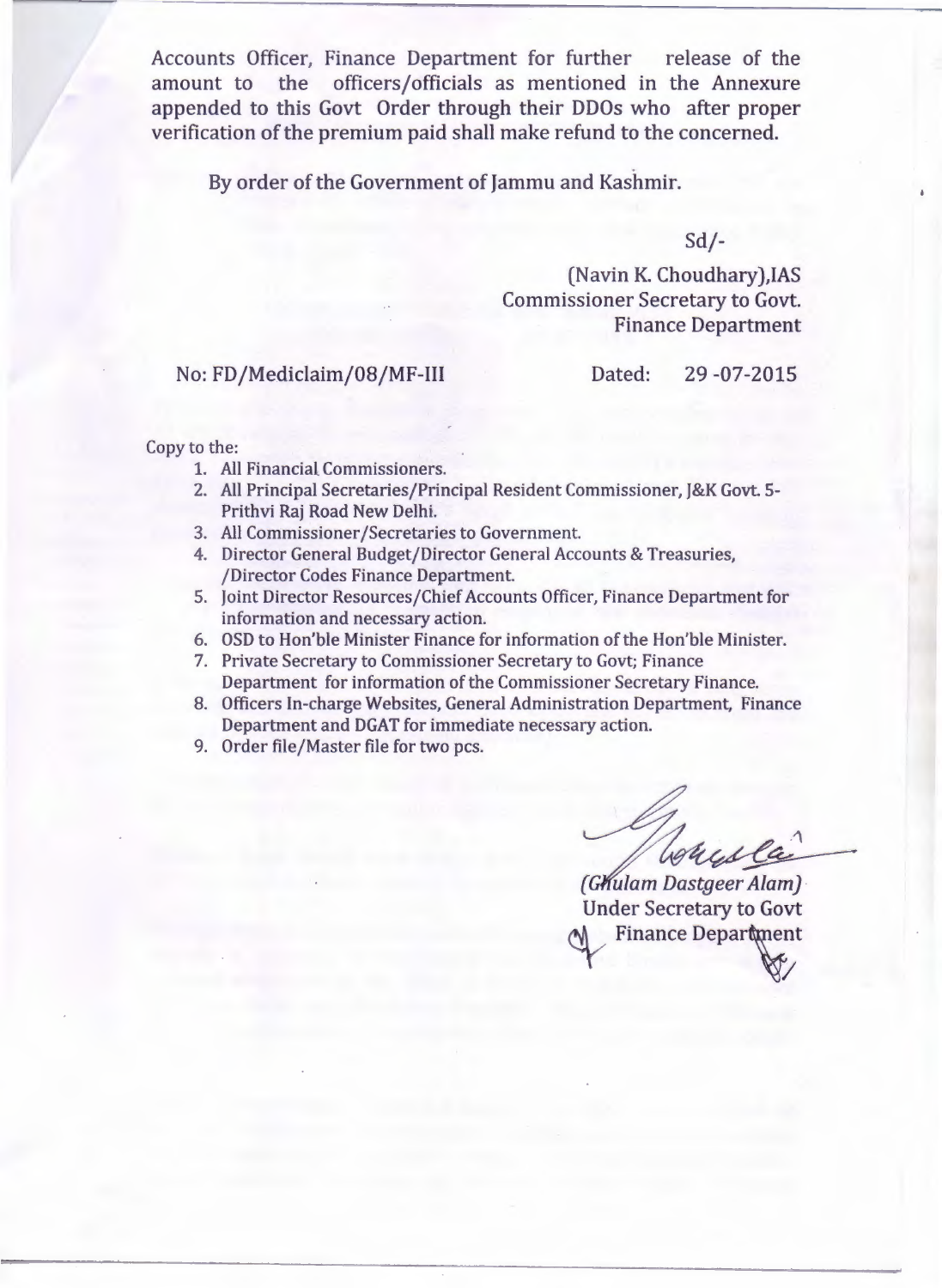Accounts Officer, Finance Department for further release of the amount to the officers/officials as mentioned in the Annexure appended to this Govt Order through their DDOs who after proper verification of the premium paid shall make refund to the concerned.

By order of the Government of Jammu and Kashmir.

Sd/-

(Navin K. Choudhary),IAS
Commissioner Secretary to Govt.
Finance Department

No: FD/Mediclaim/08/MF-III

Dated: 29 -07-2015

Copy to the:

1. All Financial Commissioners.
2. All Principal Secretaries/Principal Resident Commissioner, J&K Govt. 5-Prithvi Raj Road New Delhi.
3. All Commissioner/Secretaries to Government.
4. Director General Budget/Director General Accounts & Treasuries, /Director Codes Finance Department.
5. Joint Director Resources/Chief Accounts Officer, Finance Department for information and necessary action.
6. OSD to Hon'ble Minister Finance for information of the Hon'ble Minister.
7. Private Secretary to Commissioner Secretary to Govt; Finance Department for information of the Commissioner Secretary Finance.
8. Officers In-charge Websites, General Administration Department, Finance Department and DGAT for immediate necessary action.
9. Order file/Master file for two pcs.

*(Ghulam Dastgeer Alam)*
Under Secretary to Govt
Finance Department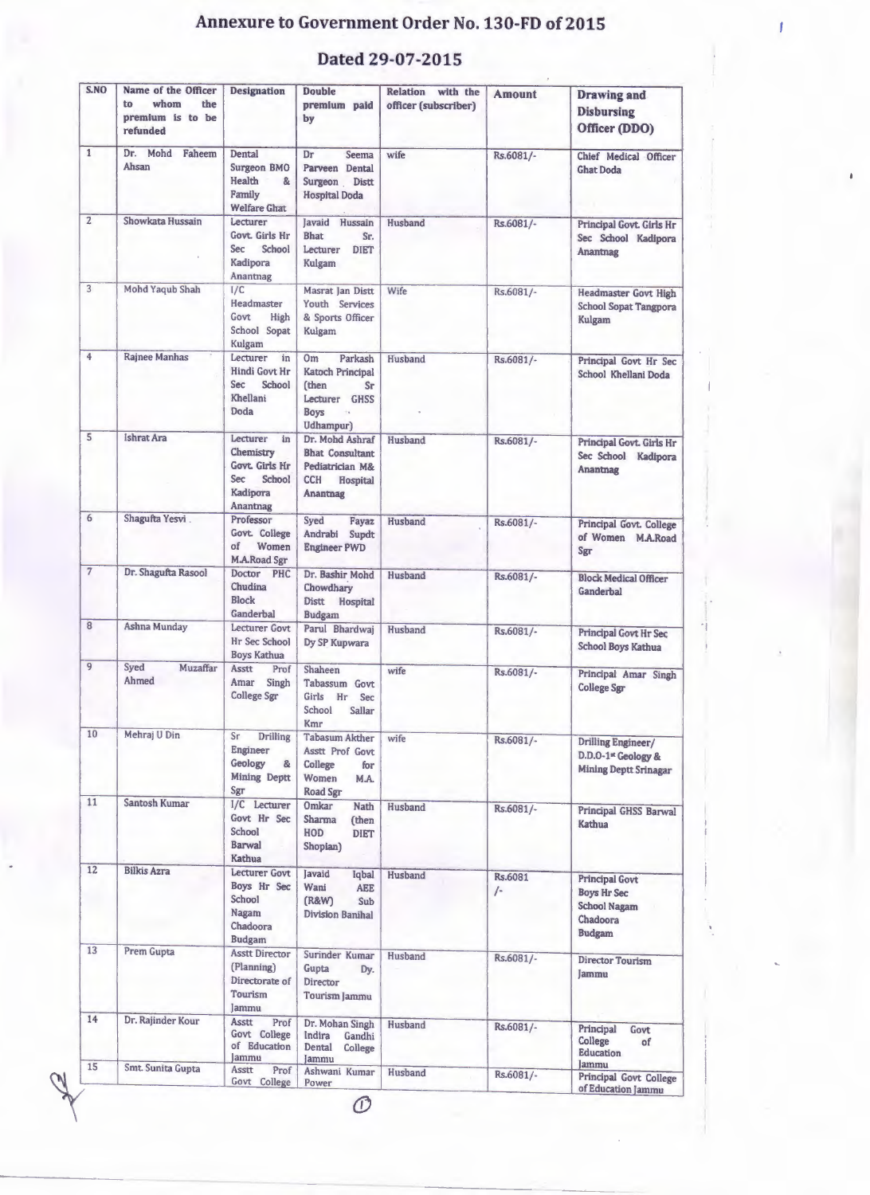# Annexure to Government Order No. 130-FD of 2015

## Dated 29-07-2015

| S.NO | Name of the Officer to whom the premium is to be refunded | Designation | Double premium paid by | Relation with the officer (subscriber) | Amount | Drawing and Disbursing Officer (DDO) |
|---|---|---|---|---|---|---|
| 1 | Dr. Mohd Faheem Ahsan | Dental Surgeon BMO Health & Family Welfare Ghat | Dr Seema Parveen Dental Surgeon Distt Hospital Doda | wife | Rs.6081/- | Chief Medical Officer Ghat Doda |
| 2 | Showkata Hussain | Lecturer Govt. Girls Hr Sec School Kadipora Anantnag | Javaid Hussain Bhat Sr. Lecturer DIET Kulgam | Husband | Rs.6081/- | Principal Govt. Girls Hr Sec School Kadipora Anantnag |
| 3 | Mohd Yaqub Shah | I/C Headmaster Govt High School Sopat Kulgam | Masrat Jan Distt Youth Services & Sports Officer Kulgam | Wife | Rs.6081/- | Headmaster Govt High School Sopat Tangpora Kulgam |
| 4 | Rajnee Manhas | Lecturer in Hindi Govt Hr Sec School Khellani Doda | Om Parkash Katoch Principal (then Sr Lecturer GHSS Boys Udhampur) | Husband | Rs.6081/- | Principal Govt Hr Sec School Khellani Doda |
| 5 | Ishrat Ara | Lecturer in Chemistry Govt. Girls Hr Sec School Kadipora Anantnag | Dr. Mohd Ashraf Bhat Consultant Pediatrician M& CCH Hospital Anantnag | Husband | Rs.6081/- | Principal Govt. Girls Hr Sec School Kadipora Anantnag |
| 6 | Shagufta Yesvi | Professor Govt. College of Women M.A.Road Sgr | Syed Fayaz Andrabi Supdt Engineer PWD | Husband | Rs.6081/- | Principal Govt. College of Women M.A.Road Sgr |
| 7 | Dr. Shagufta Rasool | Doctor PHC Chudina Block Ganderbal | Dr. Bashir Mohd Chowdhary Distt Hospital Budgam | Husband | Rs.6081/- | Block Medical Officer Ganderbal |
| 8 | Ashna Munday | Lecturer Govt Hr Sec School Boys Kathua | Parul Bhardwaj Dy SP Kupwara | Husband | Rs.6081/- | Principal Govt Hr Sec School Boys Kathua |
| 9 | Syed Muzaffar Ahmed | Asstt Prof Amar Singh College Sgr | Shaheen Tabassum Govt Girls Hr Sec School Sallar Kmr | wife | Rs.6081/- | Principal Amar Singh College Sgr |
| 10 | Mehraj U Din | Sr Drilling Engineer Geology & Mining Deptt Sgr | Tabasum Akther Asstt Prof Govt College for Women M.A. Road Sgr | wife | Rs.6081/- | Drilling Engineer/ D.D.O-1st Geology & Mining Deptt Srinagar |
| 11 | Santosh Kumar | I/C Lecturer Govt Hr Sec School Barwal Kathua | Omkar Nath Sharma (then HOD DIET Shopian) | Husband | Rs.6081/- | Principal GHSS Barwal Kathua |
| 12 | Bilkis Azra | Lecturer Govt Boys Hr Sec School Nagam Chadoora Budgam | Javaid Iqbal Wani AEE (R&W) Sub Division Banihal | Husband | Rs.6081 /- | Principal Govt Boys Hr Sec School Nagam Chadoora Budgam |
| 13 | Prem Gupta | Asstt Director (Planning) Directorate of Tourism Jammu | Surinder Kumar Gupta Dy. Director Tourism Jammu | Husband | Rs.6081/- | Director Tourism Jammu |
| 14 | Dr. Rajinder Kour | Asstt Prof Govt College of Education Jammu | Dr. Mohan Singh Indira Gandhi Dental College Jammu | Husband | Rs.6081/- | Principal Govt College of Education Jammu |
| 15 | Smt. Sunita Gupta | Asstt Prof Govt College | Ashwani Kumar Power | Husband | Rs.6081/- | Principal Govt College of Education Jammu |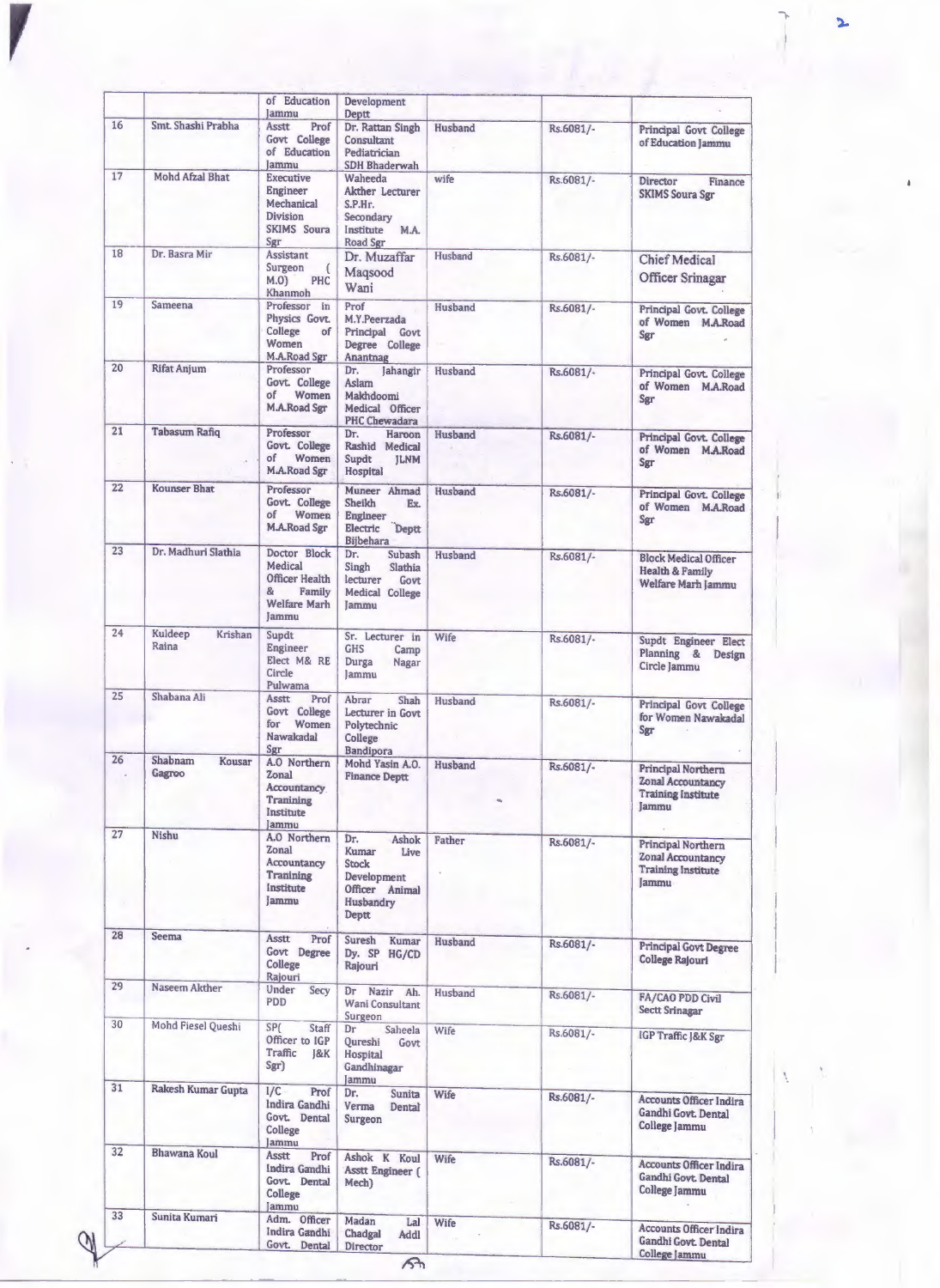| | | | | | | |
|---|---|---|---|---|---|---|
| | | of Education Jammu | Development Deptt | | | |
| 16 | Smt. Shashi Prabha | Asstt Prof Govt College of Education Jammu | Dr. Rattan Singh Consultant Pediatrician SDH Bhaderwah | Husband | Rs.6081/- | Principal Govt College of Education Jammu |
| 17 | Mohd Afzal Bhat | Executive Engineer Mechanical Division SKIMS Soura Sgr | Waheeda Akther Lecturer S.P.Hr. Secondary Institute M.A. Road Sgr | wife | Rs.6081/- | Director Finance SKIMS Soura Sgr |
| 18 | Dr. Basra Mir | Assistant Surgeon ( M.O) PHC Khanmoh | Dr. Muzaffar Maqsood Wani | Husband | Rs.6081/- | Chief Medical Officer Srinagar |
| 19 | Sameena | Professor in Physics Govt. College of Women M.A.Road Sgr | Prof M.Y.Peerzada Principal Govt Degree College Anantnag | Husband | Rs.6081/- | Principal Govt. College of Women M.A.Road Sgr |
| 20 | Rifat Anjum | Professor Govt. College of Women M.A.Road Sgr | Dr. Jahangir Aslam Makhdoomi Medical Officer PHC Chewadara | Husband | Rs.6081/- | Principal Govt. College of Women M.A.Road Sgr |
| 21 | Tabasum Rafiq | Professor Govt. College of Women M.A.Road Sgr | Dr. Haroon Rashid Medical Supdt JLNM Hospital | Husband | Rs.6081/- | Principal Govt. College of Women M.A.Road Sgr |
| 22 | Kounser Bhat | Professor Govt. College of Women M.A.Road Sgr | Muneer Ahmad Sheikh Ex. Engineer Electric Deptt Bijbehara | Husband | Rs.6081/- | Principal Govt. College of Women M.A.Road Sgr |
| 23 | Dr. Madhuri Slathia | Doctor Block Medical Officer Health & Family Welfare Marh Jammu | Dr. Subash Singh Slathia lecturer Govt Medical College Jammu | Husband | Rs.6081/- | Block Medical Officer Health & Family Welfare Marh Jammu |
| 24 | Kuldeep Krishan Raina | Supdt Engineer Elect M& RE Circle Pulwama | Sr. Lecturer in GHS Camp Durga Nagar Jammu | Wife | Rs.6081/- | Supdt Engineer Elect Planning & Design Circle Jammu |
| 25 | Shabana Ali | Asstt Prof Govt College for Women Nawakadal Sgr | Abrar Shah Lecturer in Govt Polytechnic College Bandipora | Husband | Rs.6081/- | Principal Govt College for Women Nawakadal Sgr |
| 26 | Shabnam Kousar Gagroo | A.O Northern Zonal Accountancy Tranining Institute Jammu | Mohd Yasin A.O. Finance Deptt | Husband | Rs.6081/- | Principal Northern Zonal Accountancy Training Institute Jammu |
| 27 | Nishu | A.O Northern Zonal Accountancy Tranining Institute Jammu | Dr. Ashok Kumar Live Stock Development Officer Animal Husbandry Deptt | Father | Rs.6081/- | Principal Northern Zonal Accountancy Training Institute Jammu |
| 28 | Seema | Asstt Prof Govt Degree College Rajouri | Suresh Kumar Dy. SP HG/CD Rajouri | Husband | Rs.6081/- | Principal Govt Degree College Rajouri |
| 29 | Naseem Akther | Under Secy PDD | Dr Nazir Ah. Wani Consultant Surgeon | Husband | Rs.6081/- | FA/CAO PDD Civil Sectt Srinagar |
| 30 | Mohd Fiesel Queshi | SP( Staff Officer to IGP Traffic J&K Sgr) | Dr Saheela Qureshi Govt Hospital Gandhinagar Jammu | Wife | Rs.6081/- | IGP Traffic J&K Sgr |
| 31 | Rakesh Kumar Gupta | I/C Prof Indira Gandhi Govt. Dental College Jammu | Dr. Sunita Verma Dental Surgeon | Wife | Rs.6081/- | Accounts Officer Indira Gandhi Govt. Dental College Jammu |
| 32 | Bhawana Koul | Asstt Prof Indira Gandhi Govt. Dental College Jammu | Ashok K Koul Asstt Engineer ( Mech) | Wife | Rs.6081/- | Accounts Officer Indira Gandhi Govt. Dental College Jammu |
| 33 | Sunita Kumari | Adm. Officer Indira Gandhi Govt. Dental | Madan Lal Chadgal Addl Director | Wife | Rs.6081/- | Accounts Officer Indira Gandhi Govt. Dental College Jammu |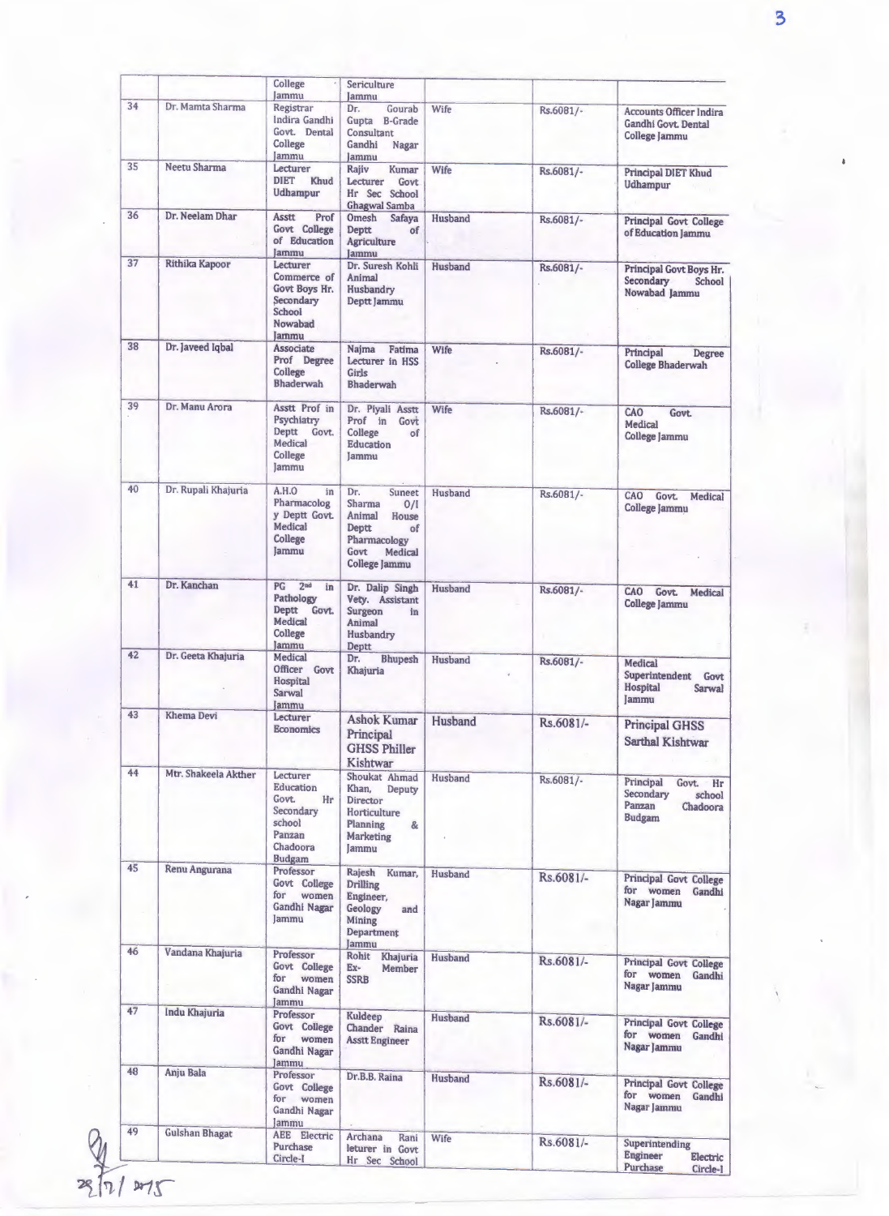|  |  | College Jammu | Sericulture Jammu |  |  |  |
|---|---|---|---|---|---|---|
| 34 | Dr. Mamta Sharma | Registrar Indira Gandhi Govt. Dental College Jammu | Dr. Gourab Gupta B-Grade Consultant Gandhi Nagar Jammu | Wife | Rs.6081/- | Accounts Officer Indira Gandhi Govt. Dental College Jammu |
| 35 | Neetu Sharma | Lecturer DIET Khud Udhampur | Rajiv Kumar Lecturer Govt Hr Sec School Ghagwal Samba | Wife | Rs.6081/- | Principal DIET Khud Udhampur |
| 36 | Dr. Neelam Dhar | Asstt Prof Govt College of Education Jammu | Omesh Safaya Deptt of Agriculture Jammu | Husband | Rs.6081/- | Principal Govt College of Education Jammu |
| 37 | Rithika Kapoor | Lecturer Commerce of Govt Boys Hr. Secondary School Nowabad Jammu | Dr. Suresh Kohli Animal Husbandry Deptt Jammu | Husband | Rs.6081/- | Principal Govt Boys Hr. Secondary School Nowabad Jammu |
| 38 | Dr. Javeed Iqbal | Associate Prof Degree College Bhaderwah | Najma Fatima Lecturer in HSS Girls Bhaderwah | Wife | Rs.6081/- | Principal Degree College Bhaderwah |
| 39 | Dr. Manu Arora | Asstt Prof in Psychiatry Deptt Govt. Medical College Jammu | Dr. Piyali Asstt Prof in Govt College of Education Jammu | Wife | Rs.6081/- | CAO Govt. Medical College Jammu |
| 40 | Dr. Rupali Khajuria | A.H.O in Pharmacology Deptt Govt. Medical College Jammu | Dr. Suneet Sharma O/I Animal House Deptt of Pharmacology Govt Medical College Jammu | Husband | Rs.6081/- | CAO Govt. Medical College Jammu |
| 41 | Dr. Kanchan | PG 2nd in Pathology Deptt Govt. Medical College Jammu | Dr. Dalip Singh Vety. Assistant Surgeon in Animal Husbandry Deptt | Husband | Rs.6081/- | CAO Govt. Medical College Jammu |
| 42 | Dr. Geeta Khajuria | Medical Officer Govt Hospital Sarwal Jammu | Dr. Bhupesh Khajuria | Husband | Rs.6081/- | Medical Superintendent Govt Hospital Sarwal Jammu |
| 43 | Khema Devi | Lecturer Economics | Ashok Kumar Principal GHSS Philler Kishtwar | Husband | Rs.6081/- | Principal GHSS Sarthal Kishtwar |
| 44 | Mtr. Shakeela Akther | Lecturer Education Govt. Hr Secondary school Panzan Chadoora Budgam | Shoukat Ahmad Khan, Deputy Director Horticulture Planning & Marketing Jammu | Husband | Rs.6081/- | Principal Govt. Hr Secondary school Panzan Chadoora Budgam |
| 45 | Renu Angurana | Professor Govt College for women Gandhi Nagar Jammu | Rajesh Kumar, Drilling Engineer, Geology and Mining Department Jammu | Husband | Rs.6081/- | Principal Govt College for women Gandhi Nagar Jammu |
| 46 | Vandana Khajuria | Professor Govt College for women Gandhi Nagar Jammu | Rohit Khajuria Ex- Member SSRB | Husband | Rs.6081/- | Principal Govt College for women Gandhi Nagar Jammu |
| 47 | Indu Khajuria | Professor Govt College for women Gandhi Nagar Jammu | Kuldeep Chander Raina Asstt Engineer | Husband | Rs.6081/- | Principal Govt College for women Gandhi Nagar Jammu |
| 48 | Anju Bala | Professor Govt College for women Gandhi Nagar Jammu | Dr.B.B. Raina | Husband | Rs.6081/- | Principal Govt College for women Gandhi Nagar Jammu |
| 49 | Gulshan Bhagat | AEE Electric Purchase Circle-I | Archana Rani leturer in Govt Hr Sec School | Wife | Rs.6081/- | Superintending Engineer Electric Purchase Circle-I |

28/7/2015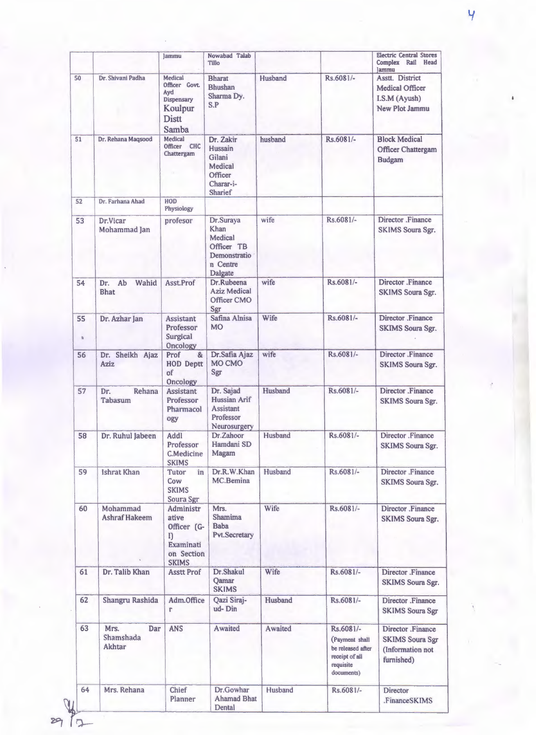| | | Jammu | Nowabad Talab Tillo | | | Electric Central Stores Complex Rail Head Jammu |
|---|---|---|---|---|---|---|
| 50 | Dr. Shivani Padha | Medical Officer Govt. Ayd Dispensary Koulpur Distt Samba | Bharat Bhushan Sharma Dy. S.P | Husband | Rs.6081/- | Asstt. District Medical Officer I.S.M (Ayush) New Plot Jammu |
| 51 | Dr. Rehana Maqsood | Medical Officer CHC Chattergam | Dr. Zakir Hussain Gilani Medical Officer Charar-i-Sharief | husband | Rs.6081/- | Block Medical Officer Chattergam Budgam |
| 52 | Dr. Farhana Ahad | HOD Physiology | | | | |
| 53 | Dr.Vicar Mohammad Jan | profesor | Dr.Suraya Khan Medical Officer TB Demonstration Centre Dalgate | wife | Rs.6081/- | Director .Finance SKIMS Soura Sgr. |
| 54 | Dr. Ab Wahid Bhat | Asst.Prof | Dr.Rubeena Aziz Medical Officer CMO Sgr | wife | Rs.6081/- | Director .Finance SKIMS Soura Sgr. |
| 55 | Dr. Azhar Jan | Assistant Professor Surgical Oncology | Safina Alnisa MO | Wife | Rs.6081/- | Director .Finance SKIMS Soura Sgr. |
| 56 | Dr. Sheikh Ajaz Aziz | Prof & HOD Deptt of Oncology | Dr.Safia Ajaz MO CMO Sgr | wife | Rs.6081/- | Director .Finance SKIMS Soura Sgr. |
| 57 | Dr. Rehana Tabasum | Assistant Professor Pharmacology | Dr. Sajad Hussian Arif Assistant Professor Neurosurgery | Husband | Rs.6081/- | Director .Finance SKIMS Soura Sgr. |
| 58 | Dr. Ruhul Jabeen | Addl Professor C.Medicine SKIMS | Dr.Zahoor Hamdani SD Magam | Husband | Rs.6081/- | Director .Finance SKIMS Soura Sgr. |
| 59 | Ishrat Khan | Tutor in Cow SKIMS Soura Sgr | Dr.R.W.Khan MC.Bemina | Husband | Rs.6081/- | Director .Finance SKIMS Soura Sgr. |
| 60 | Mohammad Ashraf Hakeem | Administrative Officer (G-I) Examination Section SKIMS | Mrs. Shamima Baba Pvt.Secretary | Wife | Rs.6081/- | Director .Finance SKIMS Soura Sgr. |
| 61 | Dr. Talib Khan | Asstt Prof | Dr.Shakul Qamar SKIMS | Wife | Rs.6081/- | Director .Finance SKIMS Soura Sgr. |
| 62 | Shangru Rashida | Adm.Officer | Qazi Siraj-ud- Din | Husband | Rs.6081/- | Director .Finance SKIMS Soura Sgr |
| 63 | Mrs. Dar Shamshada Akhtar | ANS | Awaited | Awaited | Rs.6081/- (Payment shall be released after receipt of all requisite documents) | Director .Finance SKIMS Soura Sgr (Information not furnished) |
| 64 | Mrs. Rehana | Chief Planner | Dr.Gowhar Ahamad Bhat Dental | Husband | Rs.6081/- | Director .FinanceSKIMS |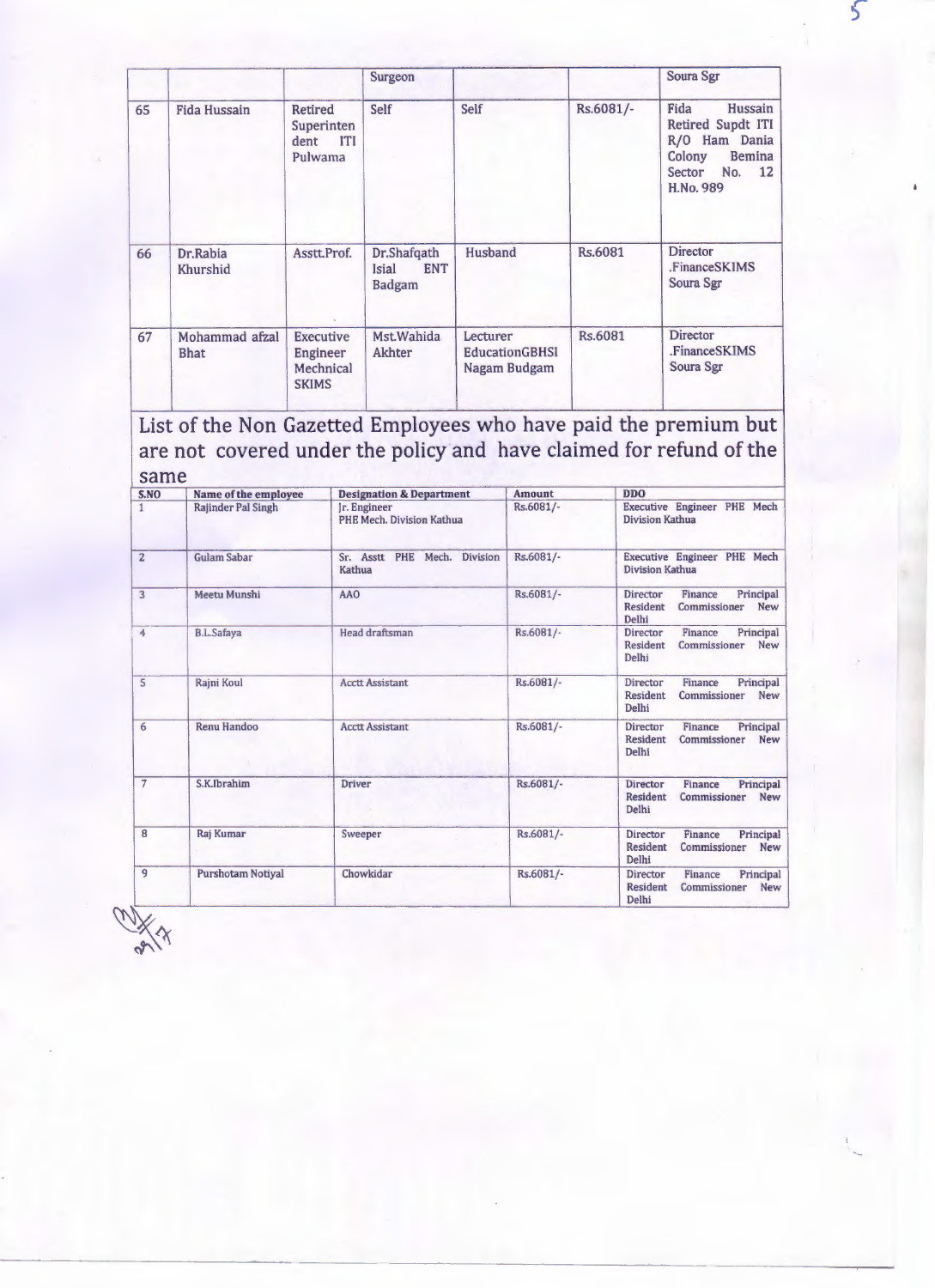| | | | | | | |
|---|---|---|---|---|---|---|
| | | | Surgeon | | | Soura Sgr |
| 65 | Fida Hussain | Retired Superintendent ITI Pulwama | Self | Self | Rs.6081/- | Fida Hussain Retired Supdt ITI R/O Ham Dania Colony Bemina Sector No. 12 H.No. 989 |
| 66 | Dr.Rabia Khurshid | Asstt.Prof. | Dr.Shafqath Isial ENT Badgam | Husband | Rs.6081 | Director .FinanceSKIMS Soura Sgr |
| 67 | Mohammad afzal Bhat | Executive Engineer Mechnical SKIMS | Mst.Wahida Akhter | Lecturer EducationGBHSI Nagam Budgam | Rs.6081 | Director .FinanceSKIMS Soura Sgr |

## List of the Non Gazetted Employees who have paid the premium but are not covered under the policy and have claimed for refund of the same

| S.NO | Name of the employee | Designation & Department | Amount | DDO |
|---|---|---|---|---|
| 1 | Rajinder Pal Singh | Jr. Engineer PHE Mech. Division Kathua | Rs.6081/- | Executive Engineer PHE Mech Division Kathua |
| 2 | Gulam Sabar | Sr. Asstt PHE Mech. Division Kathua | Rs.6081/- | Executive Engineer PHE Mech Division Kathua |
| 3 | Meetu Munshi | AAO | Rs.6081/- | Director Finance Principal Resident Commissioner New Delhi |
| 4 | B.L.Safaya | Head draftsman | Rs.6081/- | Director Finance Principal Resident Commissioner New Delhi |
| 5 | Rajni Koul | Acctt Assistant | Rs.6081/- | Director Finance Principal Resident Commissioner New Delhi |
| 6 | Renu Handoo | Acctt Assistant | Rs.6081/- | Director Finance Principal Resident Commissioner New Delhi |
| 7 | S.K.Ibrahim | Driver | Rs.6081/- | Director Finance Principal Resident Commissioner New Delhi |
| 8 | Raj Kumar | Sweeper | Rs.6081/- | Director Finance Principal Resident Commissioner New Delhi |
| 9 | Purshotam Notiyal | Chowkidar | Rs.6081/- | Director Finance Principal Resident Commissioner New Delhi |